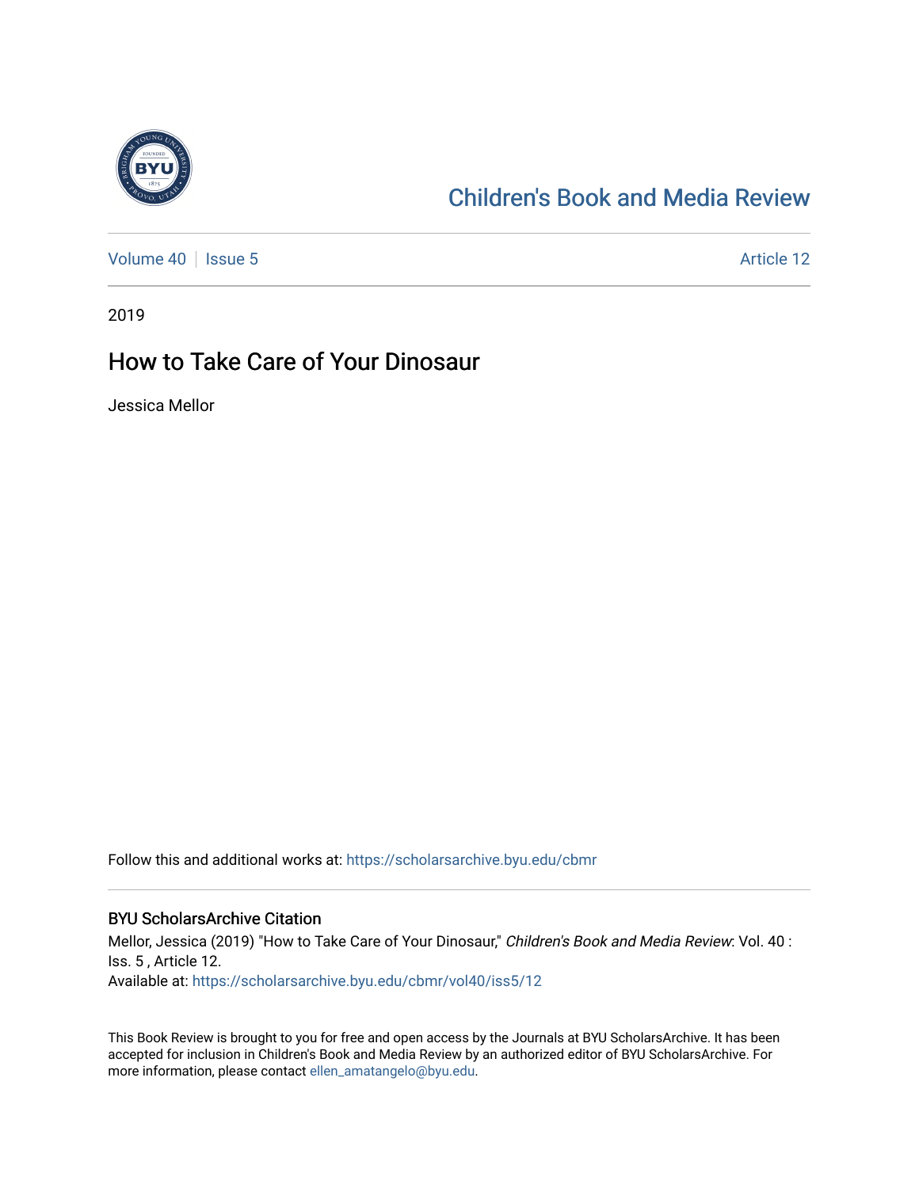# Children's Book and Media Review

Volume 40 | Issue 5 Article 12

2019

## How to Take Care of Your Dinosaur

Jessica Mellor

Follow this and additional works at: https://scholarsarchive.byu.edu/cbmr

### BYU ScholarsArchive Citation

Mellor, Jessica (2019) "How to Take Care of Your Dinosaur," *Children's Book and Media Review*: Vol. 40 : Iss. 5 , Article 12.
Available at: https://scholarsarchive.byu.edu/cbmr/vol40/iss5/12

This Book Review is brought to you for free and open access by the Journals at BYU ScholarsArchive. It has been accepted for inclusion in Children's Book and Media Review by an authorized editor of BYU ScholarsArchive. For more information, please contact ellen_amatangelo@byu.edu.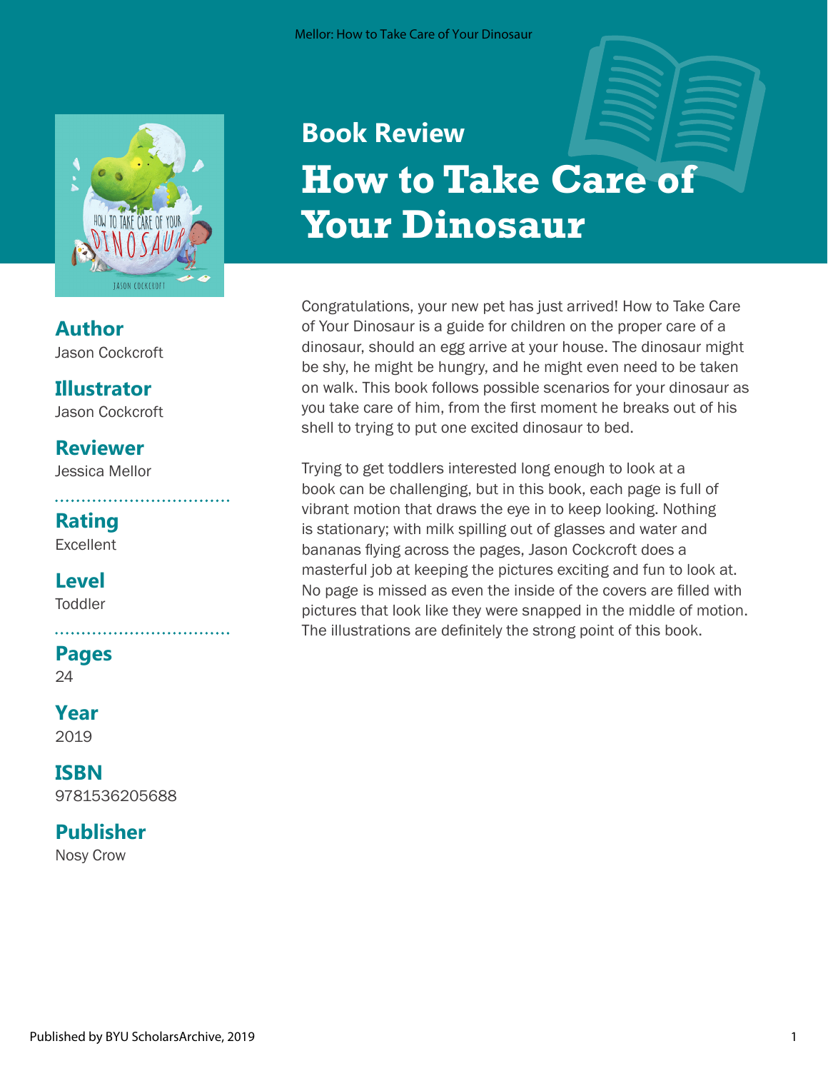## Book Review

# How to Take Care of Your Dinosaur

### Author
Jason Cockcroft

### Illustrator
Jason Cockcroft

### Reviewer
Jessica Mellor

### Rating
Excellent

### Level
Toddler

### Pages
24

### Year
2019

### ISBN
9781536205688

### Publisher
Nosy Crow

Congratulations, your new pet has just arrived! How to Take Care of Your Dinosaur is a guide for children on the proper care of a dinosaur, should an egg arrive at your house. The dinosaur might be shy, he might be hungry, and he might even need to be taken on walk. This book follows possible scenarios for your dinosaur as you take care of him, from the first moment he breaks out of his shell to trying to put one excited dinosaur to bed.

Trying to get toddlers interested long enough to look at a book can be challenging, but in this book, each page is full of vibrant motion that draws the eye in to keep looking. Nothing is stationary; with milk spilling out of glasses and water and bananas flying across the pages, Jason Cockcroft does a masterful job at keeping the pictures exciting and fun to look at. No page is missed as even the inside of the covers are filled with pictures that look like they were snapped in the middle of motion. The illustrations are definitely the strong point of this book.